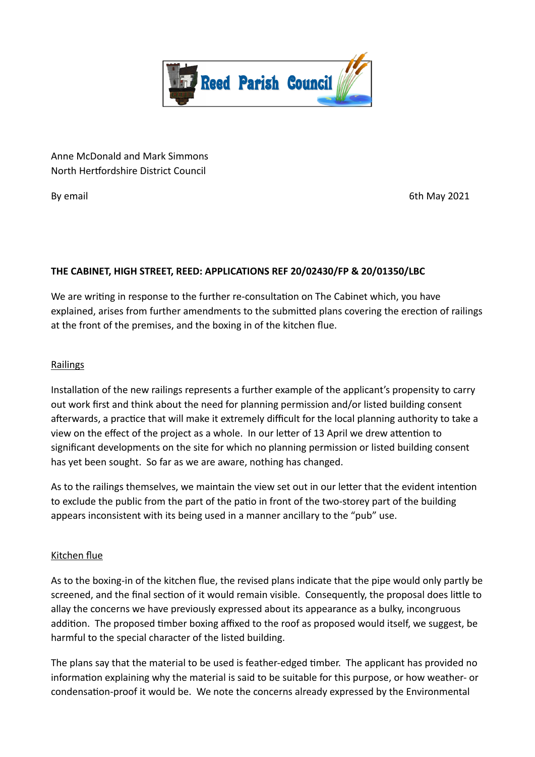Reed Parish Council

Anne McDonald and Mark Simmons
North Hertfordshire District Council

By email

6th May 2021

**THE CABINET, HIGH STREET, REED: APPLICATIONS REF 20/02430/FP & 20/01350/LBC**

We are writing in response to the further re-consultation on The Cabinet which, you have explained, arises from further amendments to the submitted plans covering the erection of railings at the front of the premises, and the boxing in of the kitchen flue.

<u>Railings</u>

Installation of the new railings represents a further example of the applicant's propensity to carry out work first and think about the need for planning permission and/or listed building consent afterwards, a practice that will make it extremely difficult for the local planning authority to take a view on the effect of the project as a whole. In our letter of 13 April we drew attention to significant developments on the site for which no planning permission or listed building consent has yet been sought. So far as we are aware, nothing has changed.

As to the railings themselves, we maintain the view set out in our letter that the evident intention to exclude the public from the part of the patio in front of the two-storey part of the building appears inconsistent with its being used in a manner ancillary to the "pub" use.

<u>Kitchen flue</u>

As to the boxing-in of the kitchen flue, the revised plans indicate that the pipe would only partly be screened, and the final section of it would remain visible. Consequently, the proposal does little to allay the concerns we have previously expressed about its appearance as a bulky, incongruous addition. The proposed timber boxing affixed to the roof as proposed would itself, we suggest, be harmful to the special character of the listed building.

The plans say that the material to be used is feather-edged timber. The applicant has provided no information explaining why the material is said to be suitable for this purpose, or how weather- or condensation-proof it would be. We note the concerns already expressed by the Environmental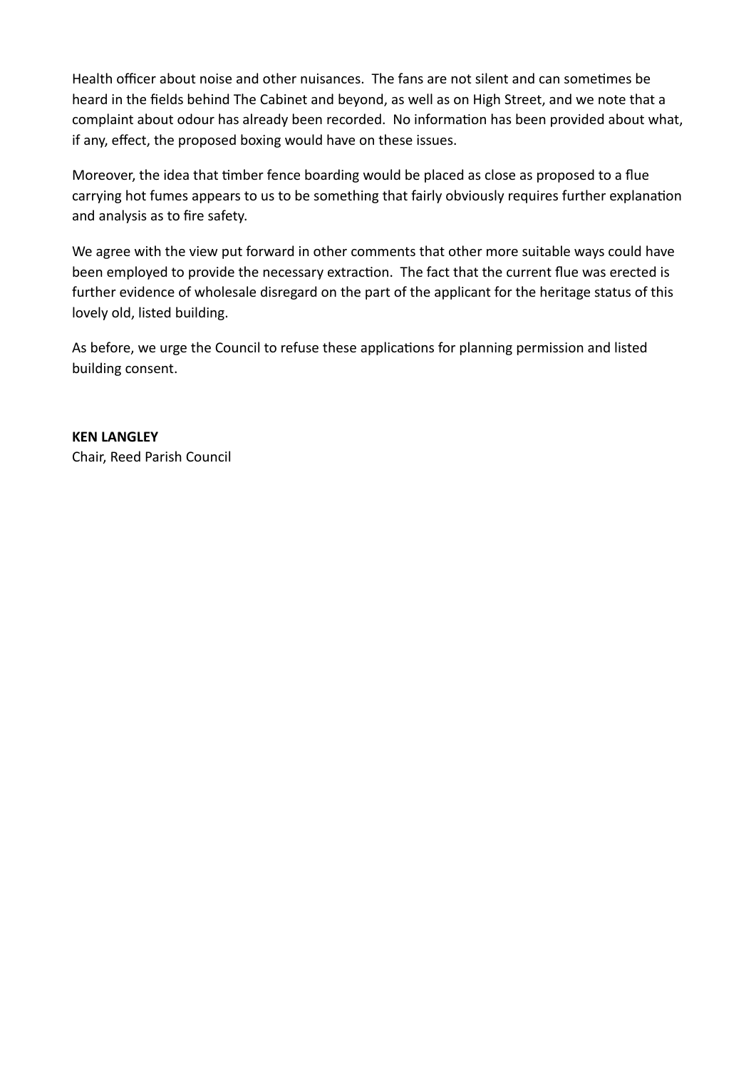Health officer about noise and other nuisances.  The fans are not silent and can sometimes be heard in the fields behind The Cabinet and beyond, as well as on High Street, and we note that a complaint about odour has already been recorded.  No information has been provided about what, if any, effect, the proposed boxing would have on these issues.

Moreover, the idea that timber fence boarding would be placed as close as proposed to a flue carrying hot fumes appears to us to be something that fairly obviously requires further explanation and analysis as to fire safety.

We agree with the view put forward in other comments that other more suitable ways could have been employed to provide the necessary extraction.  The fact that the current flue was erected is further evidence of wholesale disregard on the part of the applicant for the heritage status of this lovely old, listed building.

As before, we urge the Council to refuse these applications for planning permission and listed building consent.

**KEN LANGLEY**
Chair, Reed Parish Council